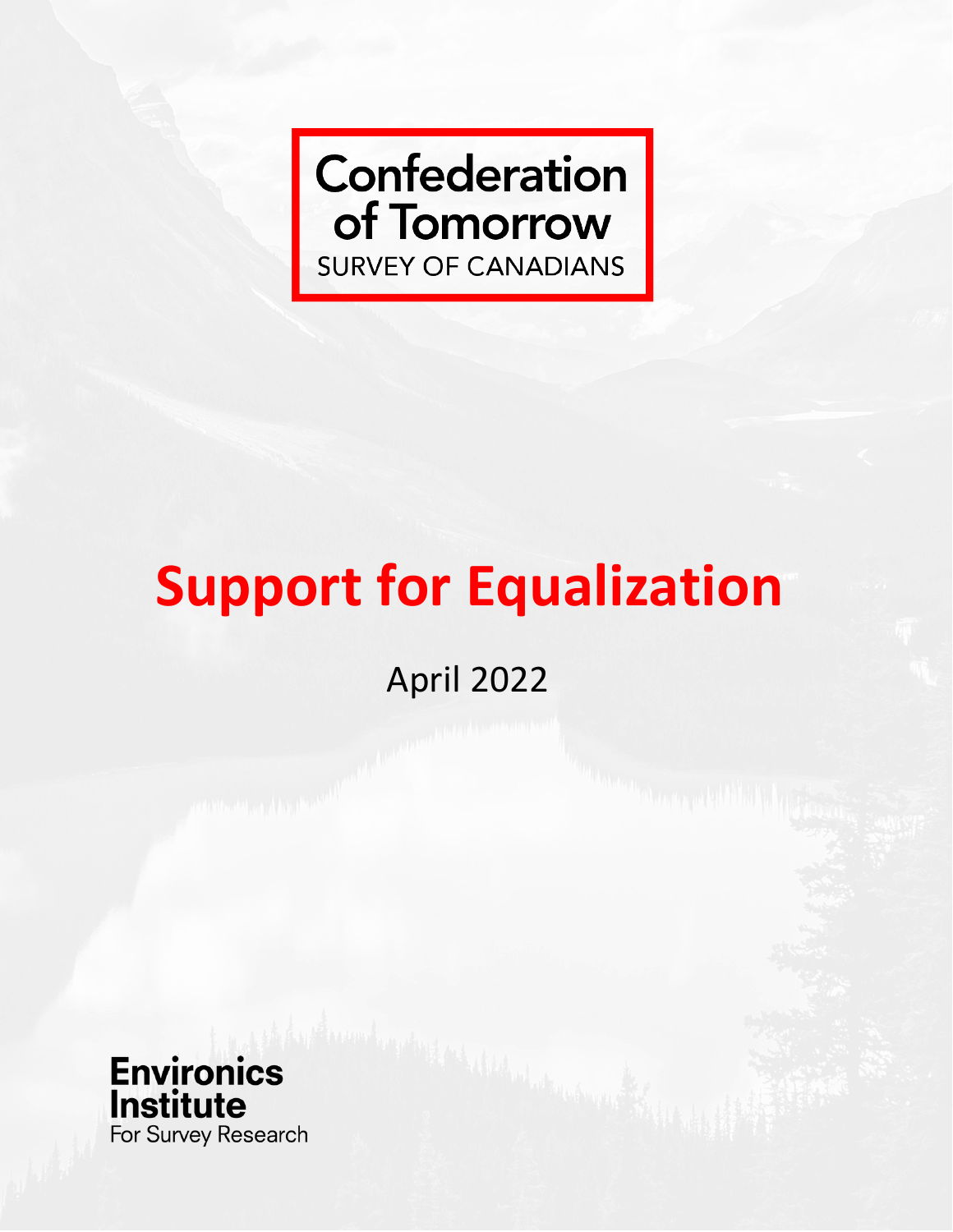**Confederation of Tomorrow**
SURVEY OF CANADIANS

# Support for Equalization

April 2022

**Environics Institute**
For Survey Research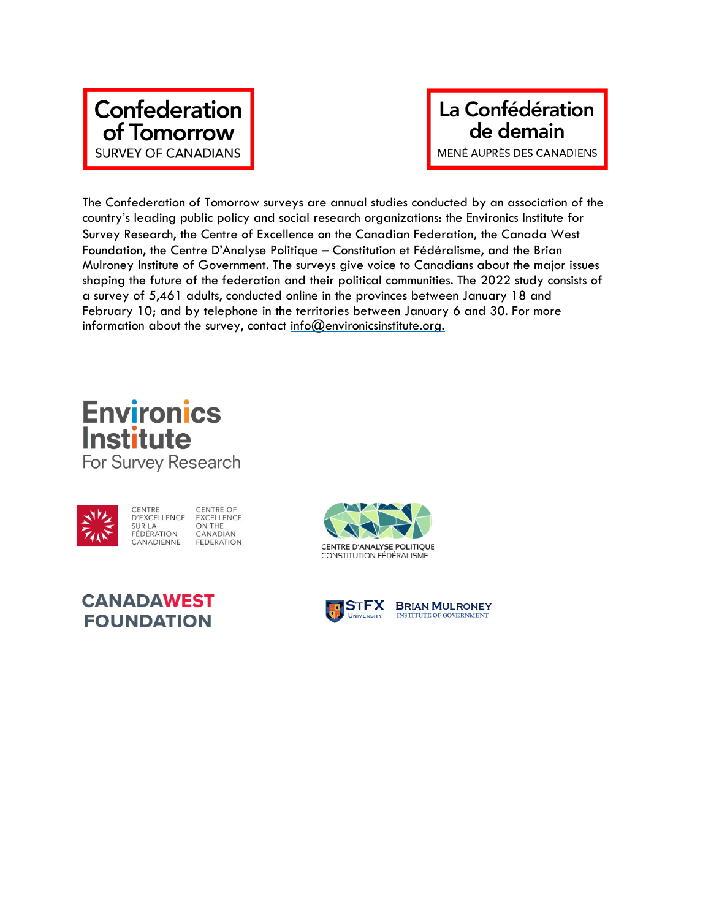**Confederation of Tomorrow**
SURVEY OF CANADIANS

**La Confédération de demain**
MENÉ AUPRÈS DES CANADIENS

The Confederation of Tomorrow surveys are annual studies conducted by an association of the country's leading public policy and social research organizations: the Environics Institute for Survey Research, the Centre of Excellence on the Canadian Federation, the Canada West Foundation, the Centre D'Analyse Politique – Constitution et Fédéralisme, and the Brian Mulroney Institute of Government. The surveys give voice to Canadians about the major issues shaping the future of the federation and their political communities. The 2022 study consists of a survey of 5,461 adults, conducted online in the provinces between January 18 and February 10; and by telephone in the territories between January 6 and 30. For more information about the survey, contact info@environicsinstitute.org.

Environics Institute
For Survey Research

CENTRE D'EXCELLENCE SUR LA FÉDÉRATION CANADIENNE
CENTRE OF EXCELLENCE ON THE CANADIAN FEDERATION

CENTRE D'ANALYSE POLITIQUE
CONSTITUTION FÉDÉRALISME

CANADAWEST FOUNDATION

StFX University | Brian Mulroney Institute of Government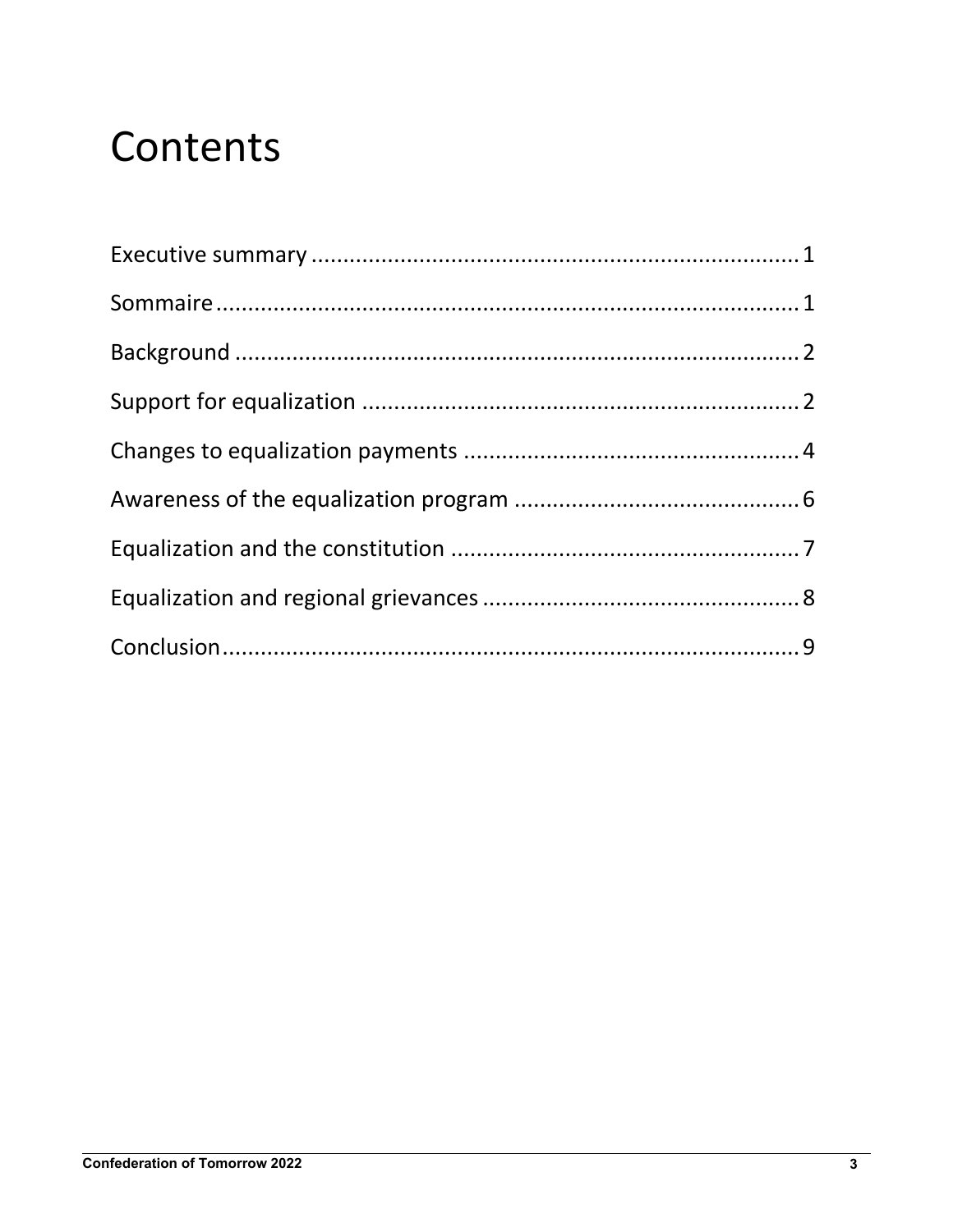# Contents

Executive summary ........................................................................... 1

Sommaire ........................................................................................ 1

Background ..................................................................................... 2

Support for equalization ................................................................. 2

Changes to equalization payments ................................................. 4

Awareness of the equalization program .......................................... 6

Equalization and the constitution .................................................... 7

Equalization and regional grievances .............................................. 8

Conclusion ....................................................................................... 9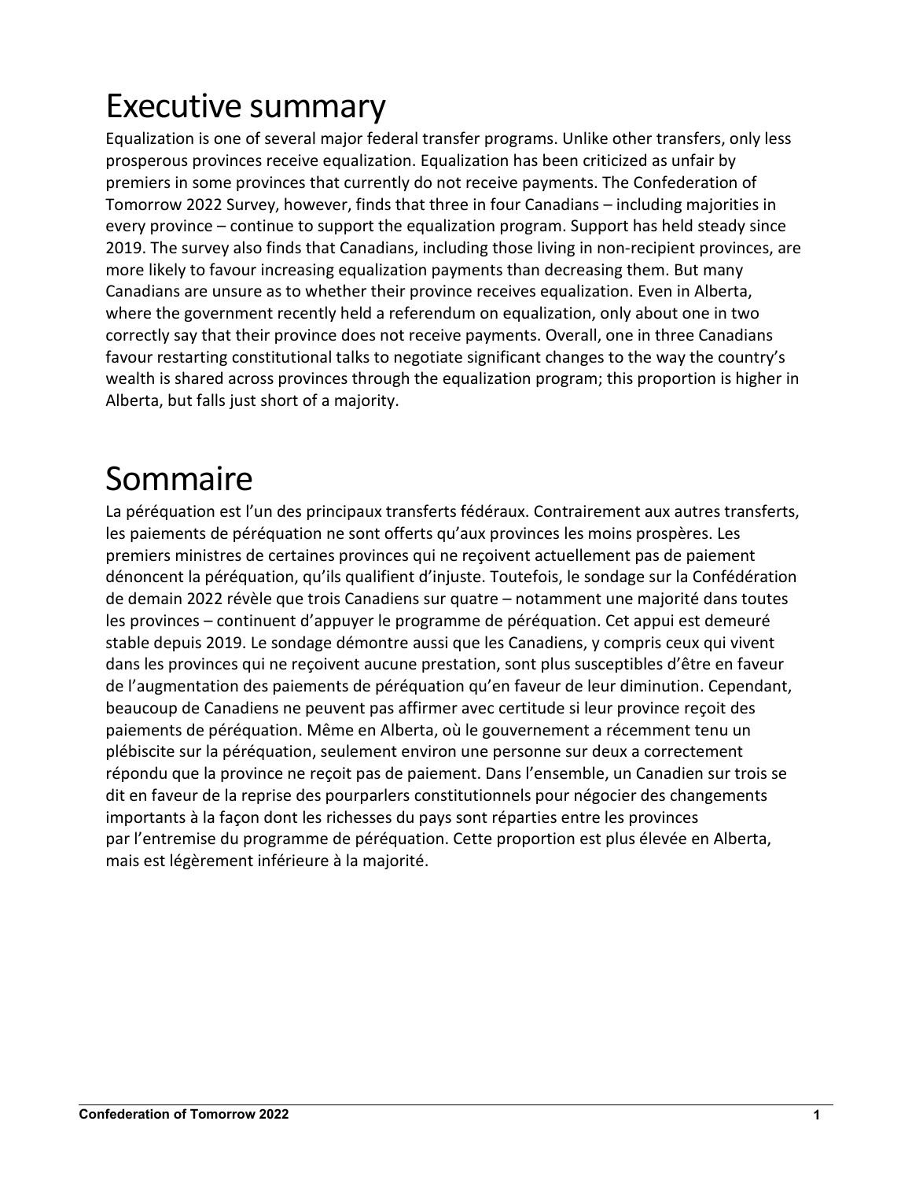# Executive summary

Equalization is one of several major federal transfer programs. Unlike other transfers, only less prosperous provinces receive equalization. Equalization has been criticized as unfair by premiers in some provinces that currently do not receive payments. The Confederation of Tomorrow 2022 Survey, however, finds that three in four Canadians – including majorities in every province – continue to support the equalization program. Support has held steady since 2019. The survey also finds that Canadians, including those living in non-recipient provinces, are more likely to favour increasing equalization payments than decreasing them. But many Canadians are unsure as to whether their province receives equalization. Even in Alberta, where the government recently held a referendum on equalization, only about one in two correctly say that their province does not receive payments. Overall, one in three Canadians favour restarting constitutional talks to negotiate significant changes to the way the country's wealth is shared across provinces through the equalization program; this proportion is higher in Alberta, but falls just short of a majority.

# Sommaire

La péréquation est l'un des principaux transferts fédéraux. Contrairement aux autres transferts, les paiements de péréquation ne sont offerts qu'aux provinces les moins prospères. Les premiers ministres de certaines provinces qui ne reçoivent actuellement pas de paiement dénoncent la péréquation, qu'ils qualifient d'injuste. Toutefois, le sondage sur la Confédération de demain 2022 révèle que trois Canadiens sur quatre – notamment une majorité dans toutes les provinces – continuent d'appuyer le programme de péréquation. Cet appui est demeuré stable depuis 2019. Le sondage démontre aussi que les Canadiens, y compris ceux qui vivent dans les provinces qui ne reçoivent aucune prestation, sont plus susceptibles d'être en faveur de l'augmentation des paiements de péréquation qu'en faveur de leur diminution. Cependant, beaucoup de Canadiens ne peuvent pas affirmer avec certitude si leur province reçoit des paiements de péréquation. Même en Alberta, où le gouvernement a récemment tenu un plébiscite sur la péréquation, seulement environ une personne sur deux a correctement répondu que la province ne reçoit pas de paiement. Dans l'ensemble, un Canadien sur trois se dit en faveur de la reprise des pourparlers constitutionnels pour négocier des changements importants à la façon dont les richesses du pays sont réparties entre les provinces par l'entremise du programme de péréquation. Cette proportion est plus élevée en Alberta, mais est légèrement inférieure à la majorité.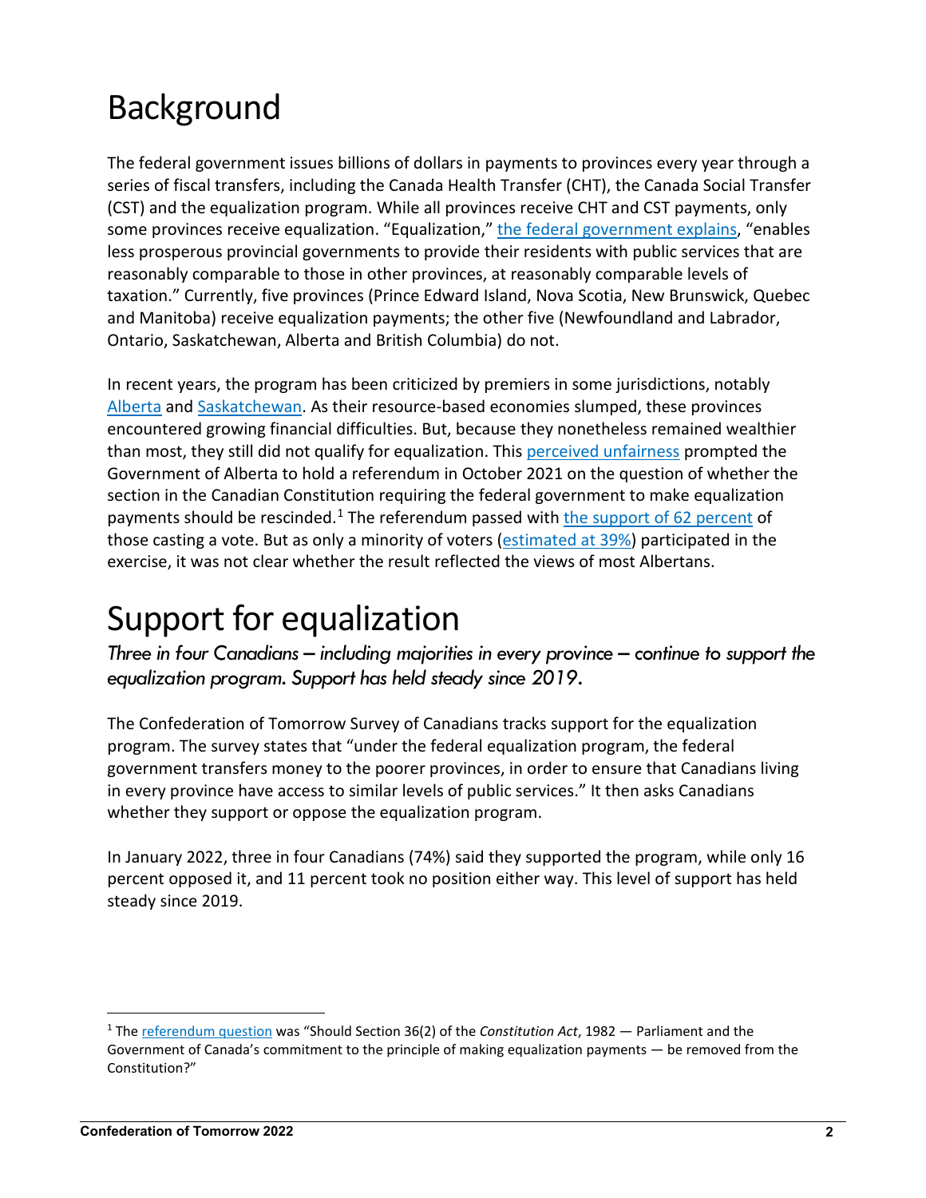# Background

The federal government issues billions of dollars in payments to provinces every year through a series of fiscal transfers, including the Canada Health Transfer (CHT), the Canada Social Transfer (CST) and the equalization program. While all provinces receive CHT and CST payments, only some provinces receive equalization. "Equalization," the federal government explains, "enables less prosperous provincial governments to provide their residents with public services that are reasonably comparable to those in other provinces, at reasonably comparable levels of taxation." Currently, five provinces (Prince Edward Island, Nova Scotia, New Brunswick, Quebec and Manitoba) receive equalization payments; the other five (Newfoundland and Labrador, Ontario, Saskatchewan, Alberta and British Columbia) do not.

In recent years, the program has been criticized by premiers in some jurisdictions, notably Alberta and Saskatchewan. As their resource-based economies slumped, these provinces encountered growing financial difficulties. But, because they nonetheless remained wealthier than most, they still did not qualify for equalization. This perceived unfairness prompted the Government of Alberta to hold a referendum in October 2021 on the question of whether the section in the Canadian Constitution requiring the federal government to make equalization payments should be rescinded.[1] The referendum passed with the support of 62 percent of those casting a vote. But as only a minority of voters (estimated at 39%) participated in the exercise, it was not clear whether the result reflected the views of most Albertans.

# Support for equalization

*Three in four Canadians – including majorities in every province – continue to support the equalization program. Support has held steady since 2019.*

The Confederation of Tomorrow Survey of Canadians tracks support for the equalization program. The survey states that "under the federal equalization program, the federal government transfers money to the poorer provinces, in order to ensure that Canadians living in every province have access to similar levels of public services." It then asks Canadians whether they support or oppose the equalization program.

In January 2022, three in four Canadians (74%) said they supported the program, while only 16 percent opposed it, and 11 percent took no position either way. This level of support has held steady since 2019.

---

[1] The referendum question was "Should Section 36(2) of the *Constitution Act*, 1982 — Parliament and the Government of Canada's commitment to the principle of making equalization payments — be removed from the Constitution?"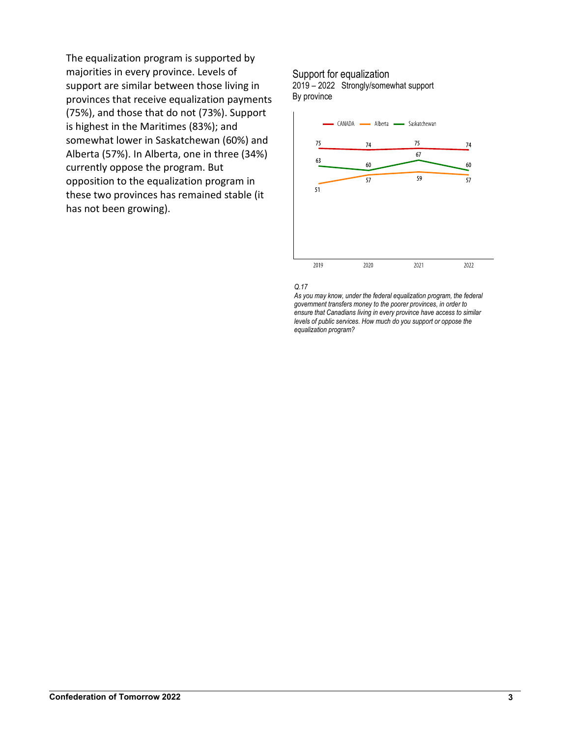The equalization program is supported by majorities in every province. Levels of support are similar between those living in provinces that receive equalization payments (75%), and those that do not (73%). Support is highest in the Maritimes (83%); and somewhat lower in Saskatchewan (60%) and Alberta (57%). In Alberta, one in three (34%) currently oppose the program. But opposition to the equalization program in these two provinces has remained stable (it has not been growing).

Support for equalization
2019 – 2022 Strongly/somewhat support
By province

| | 2019 | 2020 | 2021 | 2022 |
|---|---|---|---|---|
| CANADA | 75 | 74 | 75 | 74 |
| Alberta | 51 | 57 | 59 | 57 |
| Saskatchewan | 63 | 60 | 67 | 60 |

*Q.17*
*As you may know, under the federal equalization program, the federal government transfers money to the poorer provinces, in order to ensure that Canadians living in every province have access to similar levels of public services. How much do you support or oppose the equalization program?*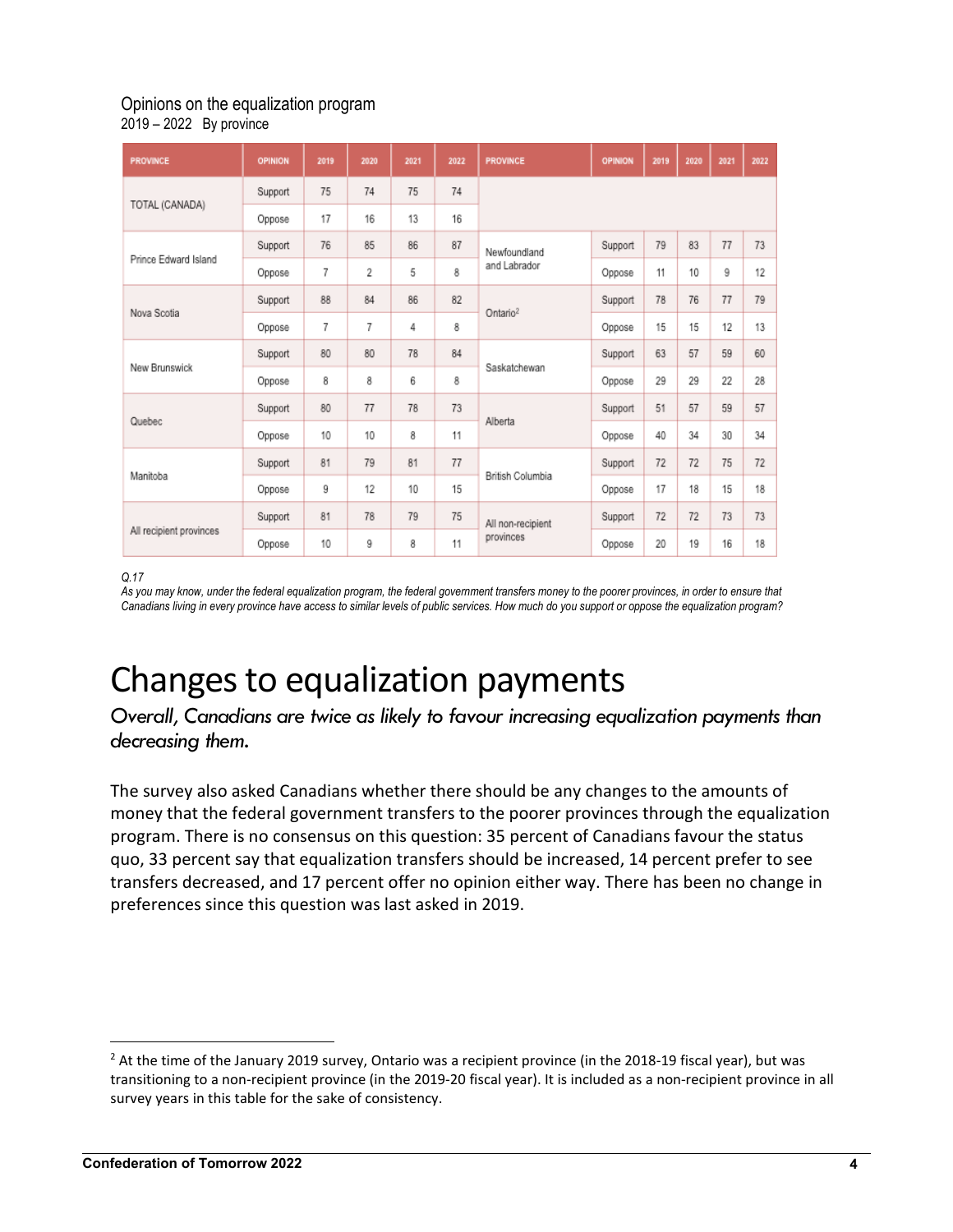Opinions on the equalization program

2019 – 2022 By province

| PROVINCE | OPINION | 2019 | 2020 | 2021 | 2022 | PROVINCE | OPINION | 2019 | 2020 | 2021 | 2022 |
|---|---|---|---|---|---|---|---|---|---|---|---|
| TOTAL (CANADA) | Support | 75 | 74 | 75 | 74 | | | | | | |
| | Oppose | 17 | 16 | 13 | 16 | | | | | | |
| Prince Edward Island | Support | 76 | 85 | 86 | 87 | Newfoundland and Labrador | Support | 79 | 83 | 77 | 73 |
| | Oppose | 7 | 2 | 5 | 8 | | Oppose | 11 | 10 | 9 | 12 |
| Nova Scotia | Support | 88 | 84 | 86 | 82 | Ontario[2] | Support | 78 | 76 | 77 | 79 |
| | Oppose | 7 | 7 | 4 | 8 | | Oppose | 15 | 15 | 12 | 13 |
| New Brunswick | Support | 80 | 80 | 78 | 84 | Saskatchewan | Support | 63 | 57 | 59 | 60 |
| | Oppose | 8 | 8 | 6 | 8 | | Oppose | 29 | 29 | 22 | 28 |
| Quebec | Support | 80 | 77 | 78 | 73 | Alberta | Support | 51 | 57 | 59 | 57 |
| | Oppose | 10 | 10 | 8 | 11 | | Oppose | 40 | 34 | 30 | 34 |
| Manitoba | Support | 81 | 79 | 81 | 77 | British Columbia | Support | 72 | 72 | 75 | 72 |
| | Oppose | 9 | 12 | 10 | 15 | | Oppose | 17 | 18 | 15 | 18 |
| All recipient provinces | Support | 81 | 78 | 79 | 75 | All non-recipient provinces | Support | 72 | 72 | 73 | 73 |
| | Oppose | 10 | 9 | 8 | 11 | | Oppose | 20 | 19 | 16 | 18 |

*Q.17*

*As you may know, under the federal equalization program, the federal government transfers money to the poorer provinces, in order to ensure that Canadians living in every province have access to similar levels of public services. How much do you support or oppose the equalization program?*

# Changes to equalization payments

*Overall, Canadians are twice as likely to favour increasing equalization payments than decreasing them.*

The survey also asked Canadians whether there should be any changes to the amounts of money that the federal government transfers to the poorer provinces through the equalization program. There is no consensus on this question: 35 percent of Canadians favour the status quo, 33 percent say that equalization transfers should be increased, 14 percent prefer to see transfers decreased, and 17 percent offer no opinion either way. There has been no change in preferences since this question was last asked in 2019.

[2] At the time of the January 2019 survey, Ontario was a recipient province (in the 2018-19 fiscal year), but was transitioning to a non-recipient province (in the 2019-20 fiscal year). It is included as a non-recipient province in all survey years in this table for the sake of consistency.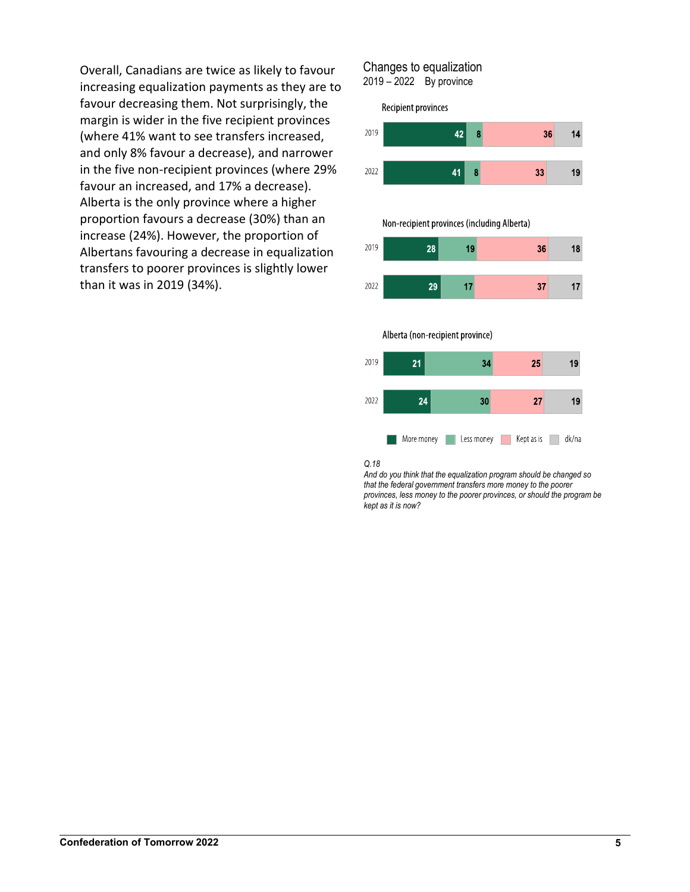Overall, Canadians are twice as likely to favour increasing equalization payments as they are to favour decreasing them. Not surprisingly, the margin is wider in the five recipient provinces (where 41% want to see transfers increased, and only 8% favour a decrease), and narrower in the five non-recipient provinces (where 29% favour an increased, and 17% a decrease). Alberta is the only province where a higher proportion favours a decrease (30%) than an increase (24%). However, the proportion of Albertans favouring a decrease in equalization transfers to poorer provinces is slightly lower than it was in 2019 (34%).

## Changes to equalization

2019 – 2022 By province

| | Year | More money | Less money | Kept as is | dk/na |
|---|---|---|---|---|---|
| Recipient provinces | 2019 | 42 | 8 | 36 | 14 |
| | 2022 | 41 | 8 | 33 | 19 |
| Non-recipient provinces (including Alberta) | 2019 | 28 | 19 | 36 | 18 |
| | 2022 | 29 | 17 | 37 | 17 |
| Alberta (non-recipient province) | 2019 | 21 | 34 | 25 | 19 |
| | 2022 | 24 | 30 | 27 | 19 |

*Q.18*
*And do you think that the equalization program should be changed so that the federal government transfers more money to the poorer provinces, less money to the poorer provinces, or should the program be kept as it is now?*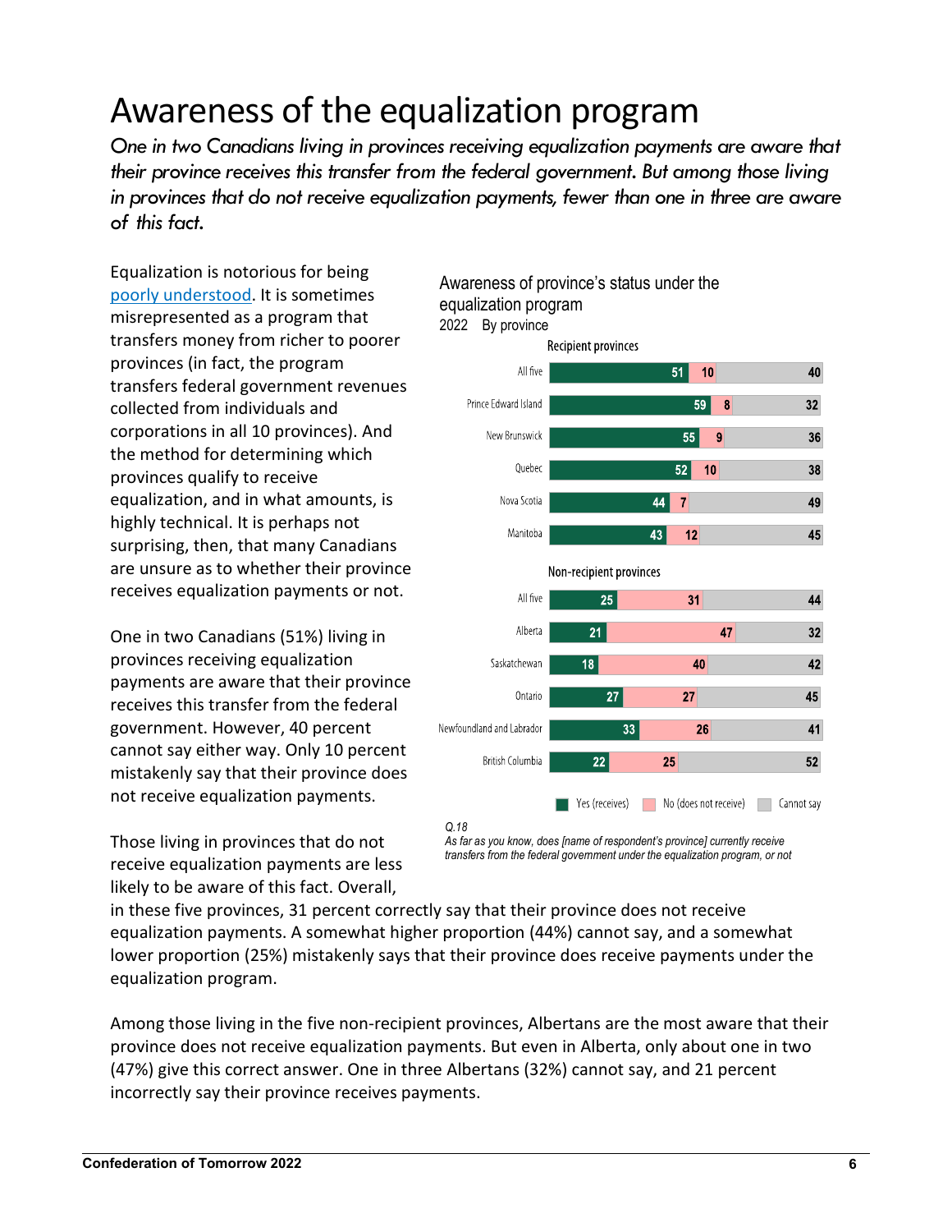# Awareness of the equalization program

*One in two Canadians living in provinces receiving equalization payments are aware that their province receives this transfer from the federal government. But among those living in provinces that do not receive equalization payments, fewer than one in three are aware of this fact.*

Equalization is notorious for being poorly understood. It is sometimes misrepresented as a program that transfers money from richer to poorer provinces (in fact, the program transfers federal government revenues collected from individuals and corporations in all 10 provinces). And the method for determining which provinces qualify to receive equalization, and in what amounts, is highly technical. It is perhaps not surprising, then, that many Canadians are unsure as to whether their province receives equalization payments or not.

Awareness of province's status under the equalization program
2022 By province

| | Yes (receives) | No (does not receive) | Cannot say |
|---|---|---|---|
| **Recipient provinces** | | | |
| All five | 51 | 10 | 40 |
| Prince Edward Island | 59 | 8 | 32 |
| New Brunswick | 55 | 9 | 36 |
| Quebec | 52 | 10 | 38 |
| Nova Scotia | 44 | 7 | 49 |
| Manitoba | 43 | 12 | 45 |
| **Non-recipient provinces** | | | |
| All five | 25 | 31 | 44 |
| Alberta | 21 | 47 | 32 |
| Saskatchewan | 18 | 40 | 42 |
| Ontario | 27 | 27 | 45 |
| Newfoundland and Labrador | 33 | 26 | 41 |
| British Columbia | 22 | 25 | 52 |

*Q.18*
*As far as you know, does [name of respondent's province] currently receive transfers from the federal government under the equalization program, or not*

One in two Canadians (51%) living in provinces receiving equalization payments are aware that their province receives this transfer from the federal government. However, 40 percent cannot say either way. Only 10 percent mistakenly say that their province does not receive equalization payments.

Those living in provinces that do not receive equalization payments are less likely to be aware of this fact. Overall, in these five provinces, 31 percent correctly say that their province does not receive equalization payments. A somewhat higher proportion (44%) cannot say, and a somewhat lower proportion (25%) mistakenly says that their province does receive payments under the equalization program.

Among those living in the five non-recipient provinces, Albertans are the most aware that their province does not receive equalization payments. But even in Alberta, only about one in two (47%) give this correct answer. One in three Albertans (32%) cannot say, and 21 percent incorrectly say their province receives payments.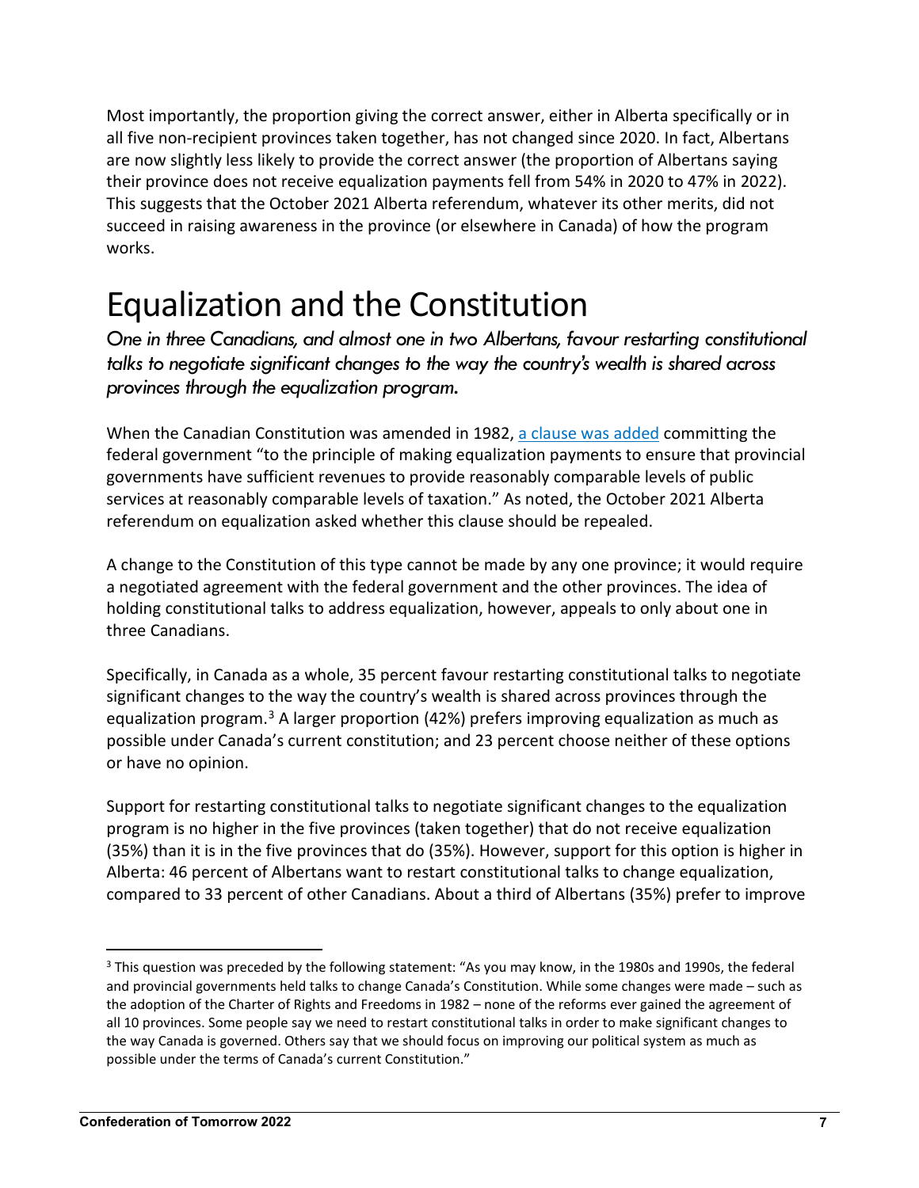Most importantly, the proportion giving the correct answer, either in Alberta specifically or in all five non-recipient provinces taken together, has not changed since 2020. In fact, Albertans are now slightly less likely to provide the correct answer (the proportion of Albertans saying their province does not receive equalization payments fell from 54% in 2020 to 47% in 2022). This suggests that the October 2021 Alberta referendum, whatever its other merits, did not succeed in raising awareness in the province (or elsewhere in Canada) of how the program works.

# Equalization and the Constitution

*One in three Canadians, and almost one in two Albertans, favour restarting constitutional talks to negotiate significant changes to the way the country's wealth is shared across provinces through the equalization program.*

When the Canadian Constitution was amended in 1982, a clause was added committing the federal government "to the principle of making equalization payments to ensure that provincial governments have sufficient revenues to provide reasonably comparable levels of public services at reasonably comparable levels of taxation." As noted, the October 2021 Alberta referendum on equalization asked whether this clause should be repealed.

A change to the Constitution of this type cannot be made by any one province; it would require a negotiated agreement with the federal government and the other provinces. The idea of holding constitutional talks to address equalization, however, appeals to only about one in three Canadians.

Specifically, in Canada as a whole, 35 percent favour restarting constitutional talks to negotiate significant changes to the way the country's wealth is shared across provinces through the equalization program.[3] A larger proportion (42%) prefers improving equalization as much as possible under Canada's current constitution; and 23 percent choose neither of these options or have no opinion.

Support for restarting constitutional talks to negotiate significant changes to the equalization program is no higher in the five provinces (taken together) that do not receive equalization (35%) than it is in the five provinces that do (35%). However, support for this option is higher in Alberta: 46 percent of Albertans want to restart constitutional talks to change equalization, compared to 33 percent of other Canadians. About a third of Albertans (35%) prefer to improve

[3] This question was preceded by the following statement: "As you may know, in the 1980s and 1990s, the federal and provincial governments held talks to change Canada's Constitution. While some changes were made – such as the adoption of the Charter of Rights and Freedoms in 1982 – none of the reforms ever gained the agreement of all 10 provinces. Some people say we need to restart constitutional talks in order to make significant changes to the way Canada is governed. Others say that we should focus on improving our political system as much as possible under the terms of Canada's current Constitution."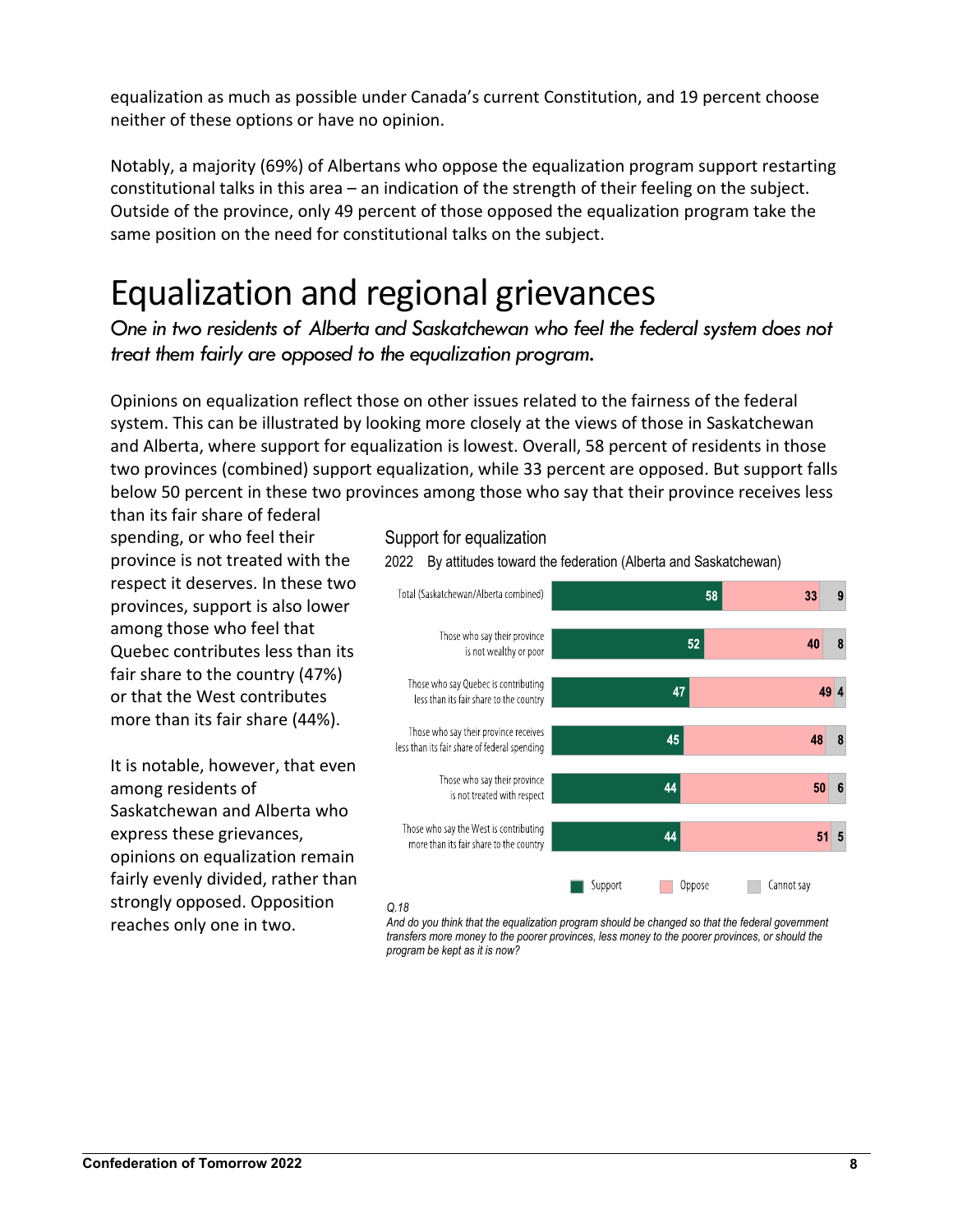equalization as much as possible under Canada's current Constitution, and 19 percent choose neither of these options or have no opinion.

Notably, a majority (69%) of Albertans who oppose the equalization program support restarting constitutional talks in this area – an indication of the strength of their feeling on the subject. Outside of the province, only 49 percent of those opposed the equalization program take the same position on the need for constitutional talks on the subject.

# Equalization and regional grievances

*One in two residents of Alberta and Saskatchewan who feel the federal system does not treat them fairly are opposed to the equalization program.*

Opinions on equalization reflect those on other issues related to the fairness of the federal system. This can be illustrated by looking more closely at the views of those in Saskatchewan and Alberta, where support for equalization is lowest. Overall, 58 percent of residents in those two provinces (combined) support equalization, while 33 percent are opposed. But support falls below 50 percent in these two provinces among those who say that their province receives less than its fair share of federal spending, or who feel their province is not treated with the respect it deserves. In these two provinces, support is also lower among those who feel that Quebec contributes less than its fair share to the country (47%) or that the West contributes more than its fair share (44%).

It is notable, however, that even among residents of Saskatchewan and Alberta who express these grievances, opinions on equalization remain fairly evenly divided, rather than strongly opposed. Opposition reaches only one in two.

**Support for equalization**

2022 By attitudes toward the federation (Alberta and Saskatchewan)

| | Support | Oppose | Cannot say |
|---|---|---|---|
| Total (Saskatchewan/Alberta combined) | 58 | 33 | 9 |
| Those who say their province is not wealthy or poor | 52 | 40 | 8 |
| Those who say Quebec is contributing less than its fair share to the country | 47 | 49 | 4 |
| Those who say their province receives less than its fair share of federal spending | 45 | 48 | 8 |
| Those who say their province is not treated with respect | 44 | 50 | 6 |
| Those who say the West is contributing more than its fair share to the country | 44 | 51 | 5 |

*Q.18*
*And do you think that the equalization program should be changed so that the federal government transfers more money to the poorer provinces, less money to the poorer provinces, or should the program be kept as it is now?*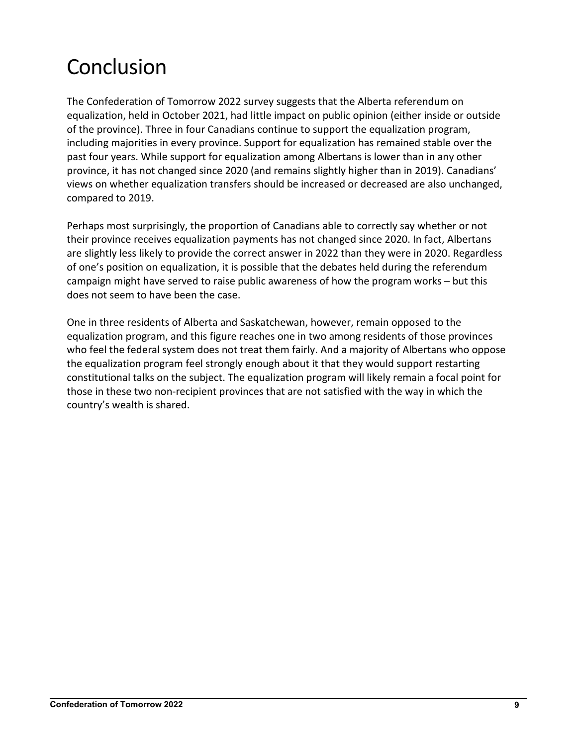# Conclusion

The Confederation of Tomorrow 2022 survey suggests that the Alberta referendum on equalization, held in October 2021, had little impact on public opinion (either inside or outside of the province). Three in four Canadians continue to support the equalization program, including majorities in every province. Support for equalization has remained stable over the past four years. While support for equalization among Albertans is lower than in any other province, it has not changed since 2020 (and remains slightly higher than in 2019). Canadians' views on whether equalization transfers should be increased or decreased are also unchanged, compared to 2019.

Perhaps most surprisingly, the proportion of Canadians able to correctly say whether or not their province receives equalization payments has not changed since 2020. In fact, Albertans are slightly less likely to provide the correct answer in 2022 than they were in 2020. Regardless of one's position on equalization, it is possible that the debates held during the referendum campaign might have served to raise public awareness of how the program works – but this does not seem to have been the case.

One in three residents of Alberta and Saskatchewan, however, remain opposed to the equalization program, and this figure reaches one in two among residents of those provinces who feel the federal system does not treat them fairly. And a majority of Albertans who oppose the equalization program feel strongly enough about it that they would support restarting constitutional talks on the subject. The equalization program will likely remain a focal point for those in these two non-recipient provinces that are not satisfied with the way in which the country's wealth is shared.